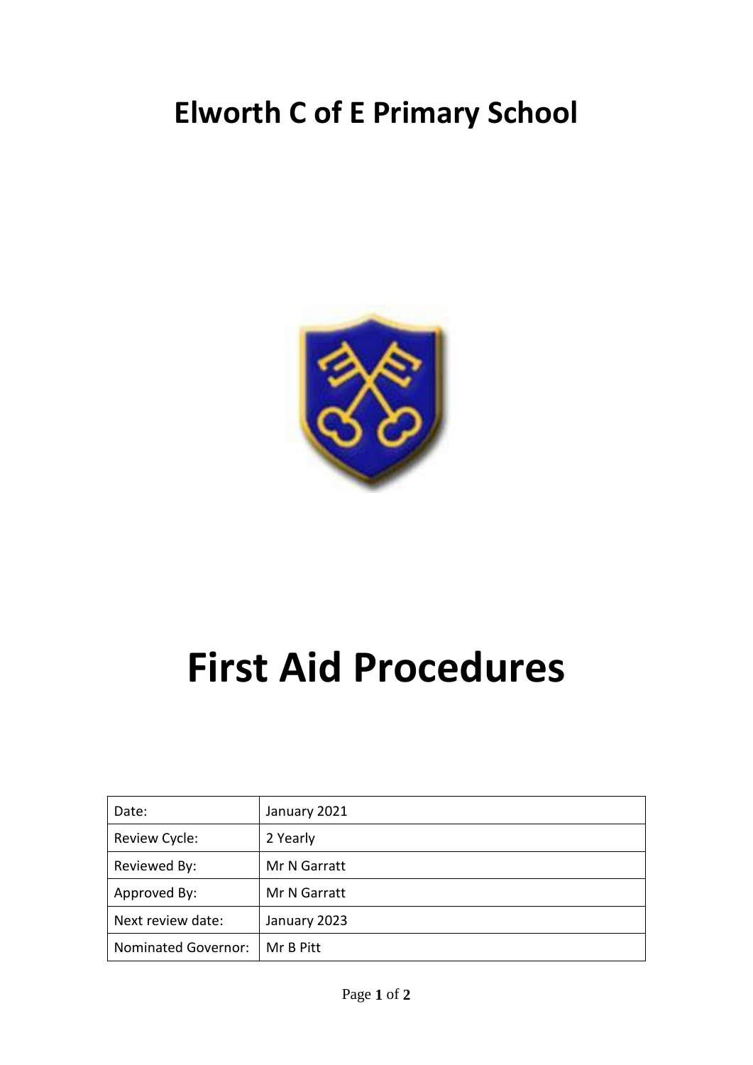# Elworth C of E Primary School

# First Aid Procedures

| Date: | January 2021 |
|---|---|
| Review Cycle: | 2 Yearly |
| Reviewed By: | Mr N Garratt |
| Approved By: | Mr N Garratt |
| Next review date: | January 2023 |
| Nominated Governor: | Mr B Pitt |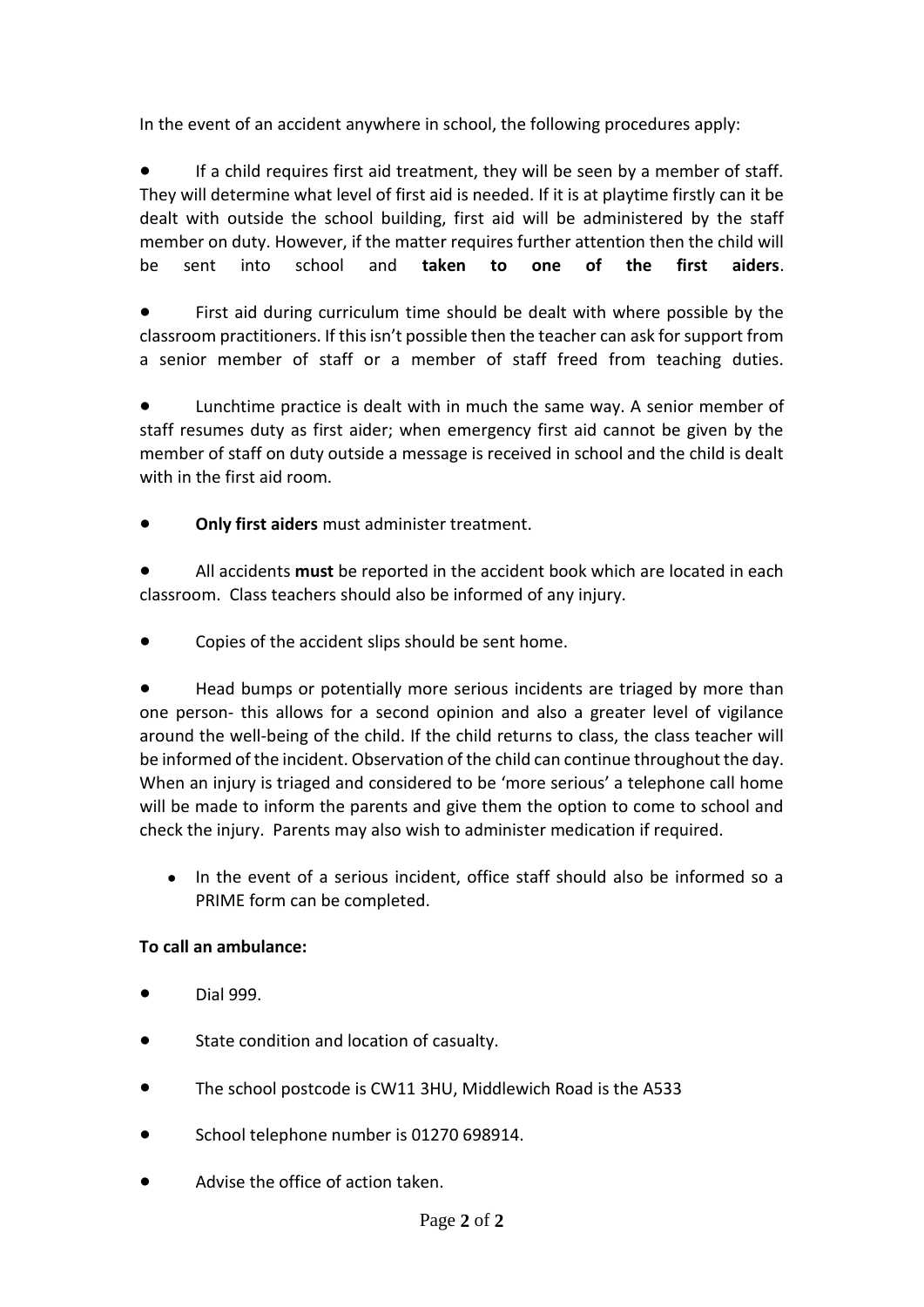In the event of an accident anywhere in school, the following procedures apply:

- If a child requires first aid treatment, they will be seen by a member of staff. They will determine what level of first aid is needed. If it is at playtime firstly can it be dealt with outside the school building, first aid will be administered by the staff member on duty. However, if the matter requires further attention then the child will be sent into school and **taken to one of the first aiders**.

- First aid during curriculum time should be dealt with where possible by the classroom practitioners. If this isn't possible then the teacher can ask for support from a senior member of staff or a member of staff freed from teaching duties.

- Lunchtime practice is dealt with in much the same way. A senior member of staff resumes duty as first aider; when emergency first aid cannot be given by the member of staff on duty outside a message is received in school and the child is dealt with in the first aid room.

- **Only first aiders** must administer treatment.

- All accidents **must** be reported in the accident book which are located in each classroom. Class teachers should also be informed of any injury.

- Copies of the accident slips should be sent home.

- Head bumps or potentially more serious incidents are triaged by more than one person- this allows for a second opinion and also a greater level of vigilance around the well-being of the child. If the child returns to class, the class teacher will be informed of the incident. Observation of the child can continue throughout the day. When an injury is triaged and considered to be 'more serious' a telephone call home will be made to inform the parents and give them the option to come to school and check the injury. Parents may also wish to administer medication if required.

- In the event of a serious incident, office staff should also be informed so a PRIME form can be completed.

**To call an ambulance:**

- Dial 999.

- State condition and location of casualty.

- The school postcode is CW11 3HU, Middlewich Road is the A533

- School telephone number is 01270 698914.

- Advise the office of action taken.